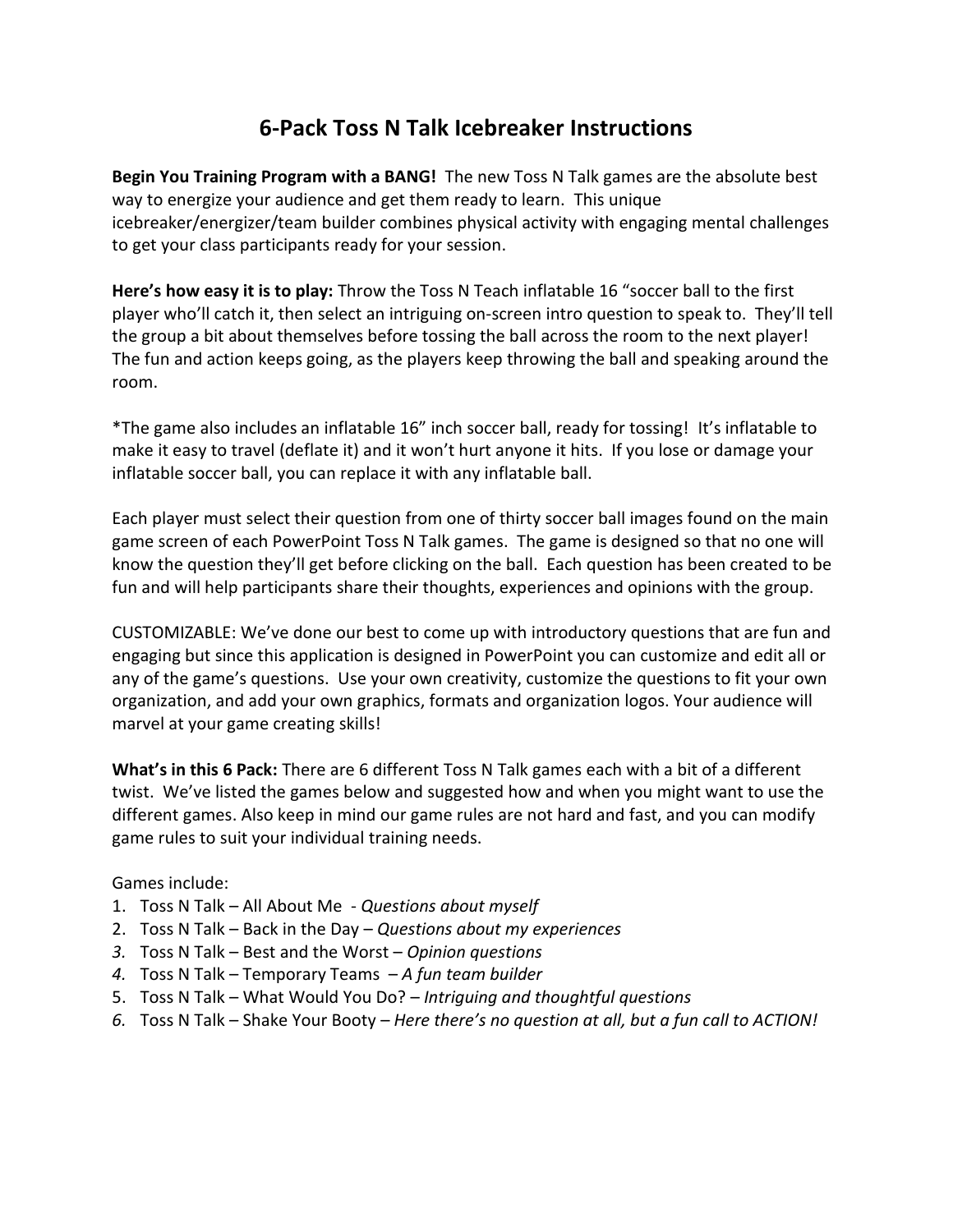# 6-Pack Toss N Talk Icebreaker Instructions

**Begin You Training Program with a BANG!** The new Toss N Talk games are the absolute best way to energize your audience and get them ready to learn. This unique icebreaker/energizer/team builder combines physical activity with engaging mental challenges to get your class participants ready for your session.

**Here's how easy it is to play:** Throw the Toss N Teach inflatable 16 "soccer ball to the first player who'll catch it, then select an intriguing on-screen intro question to speak to. They'll tell the group a bit about themselves before tossing the ball across the room to the next player! The fun and action keeps going, as the players keep throwing the ball and speaking around the room.

*The game also includes an inflatable 16" inch soccer ball, ready for tossing! It's inflatable to make it easy to travel (deflate it) and it won't hurt anyone it hits. If you lose or damage your inflatable soccer ball, you can replace it with any inflatable ball.

Each player must select their question from one of thirty soccer ball images found on the main game screen of each PowerPoint Toss N Talk games. The game is designed so that no one will know the question they'll get before clicking on the ball. Each question has been created to be fun and will help participants share their thoughts, experiences and opinions with the group.

CUSTOMIZABLE: We've done our best to come up with introductory questions that are fun and engaging but since this application is designed in PowerPoint you can customize and edit all or any of the game's questions. Use your own creativity, customize the questions to fit your own organization, and add your own graphics, formats and organization logos. Your audience will marvel at your game creating skills!

**What's in this 6 Pack:** There are 6 different Toss N Talk games each with a bit of a different twist. We've listed the games below and suggested how and when you might want to use the different games. Also keep in mind our game rules are not hard and fast, and you can modify game rules to suit your individual training needs.

Games include:

1. Toss N Talk – All About Me - *Questions about myself*
2. Toss N Talk – Back in the Day – *Questions about my experiences*
3. Toss N Talk – Best and the Worst – *Opinion questions*
4. Toss N Talk – Temporary Teams – *A fun team builder*
5. Toss N Talk – What Would You Do? – *Intriguing and thoughtful questions*
6. Toss N Talk – Shake Your Booty – *Here there's no question at all, but a fun call to ACTION!*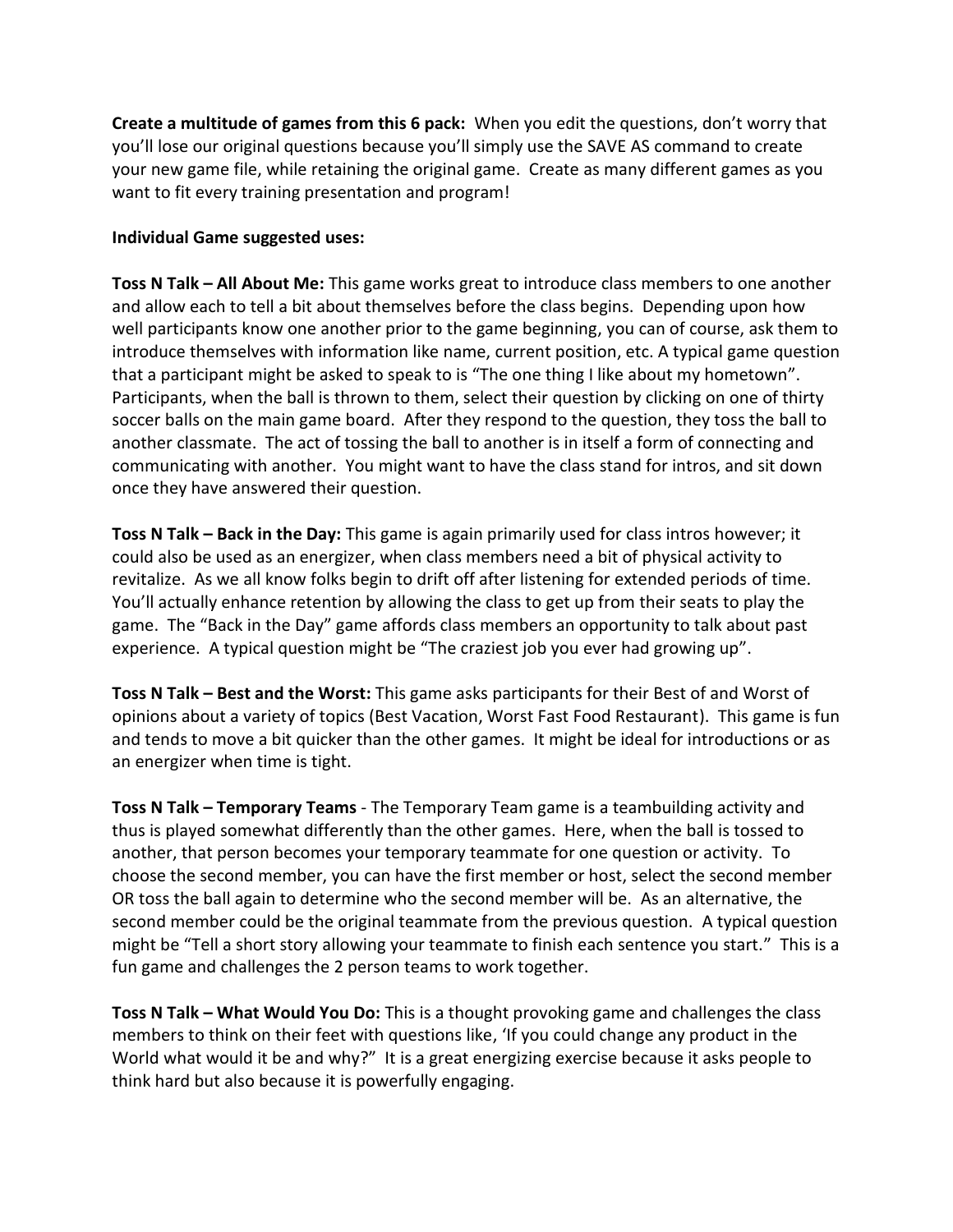**Create a multitude of games from this 6 pack:** When you edit the questions, don't worry that you'll lose our original questions because you'll simply use the SAVE AS command to create your new game file, while retaining the original game. Create as many different games as you want to fit every training presentation and program!

**Individual Game suggested uses:**

**Toss N Talk – All About Me:** This game works great to introduce class members to one another and allow each to tell a bit about themselves before the class begins. Depending upon how well participants know one another prior to the game beginning, you can of course, ask them to introduce themselves with information like name, current position, etc. A typical game question that a participant might be asked to speak to is "The one thing I like about my hometown". Participants, when the ball is thrown to them, select their question by clicking on one of thirty soccer balls on the main game board. After they respond to the question, they toss the ball to another classmate. The act of tossing the ball to another is in itself a form of connecting and communicating with another. You might want to have the class stand for intros, and sit down once they have answered their question.

**Toss N Talk – Back in the Day:** This game is again primarily used for class intros however; it could also be used as an energizer, when class members need a bit of physical activity to revitalize. As we all know folks begin to drift off after listening for extended periods of time. You'll actually enhance retention by allowing the class to get up from their seats to play the game. The "Back in the Day" game affords class members an opportunity to talk about past experience. A typical question might be "The craziest job you ever had growing up".

**Toss N Talk – Best and the Worst:** This game asks participants for their Best of and Worst of opinions about a variety of topics (Best Vacation, Worst Fast Food Restaurant). This game is fun and tends to move a bit quicker than the other games. It might be ideal for introductions or as an energizer when time is tight.

**Toss N Talk – Temporary Teams** - The Temporary Team game is a teambuilding activity and thus is played somewhat differently than the other games. Here, when the ball is tossed to another, that person becomes your temporary teammate for one question or activity. To choose the second member, you can have the first member or host, select the second member OR toss the ball again to determine who the second member will be. As an alternative, the second member could be the original teammate from the previous question. A typical question might be "Tell a short story allowing your teammate to finish each sentence you start." This is a fun game and challenges the 2 person teams to work together.

**Toss N Talk – What Would You Do:** This is a thought provoking game and challenges the class members to think on their feet with questions like, 'If you could change any product in the World what would it be and why?" It is a great energizing exercise because it asks people to think hard but also because it is powerfully engaging.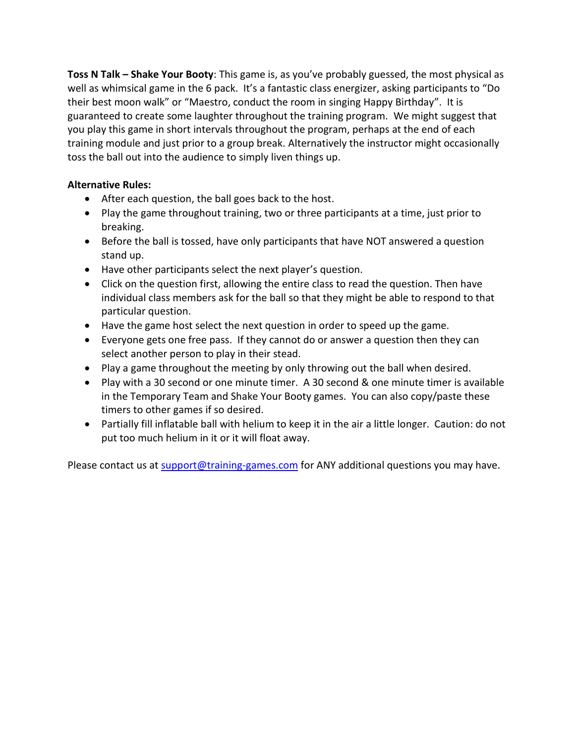**Toss N Talk – Shake Your Booty**: This game is, as you've probably guessed, the most physical as well as whimsical game in the 6 pack. It's a fantastic class energizer, asking participants to "Do their best moon walk" or "Maestro, conduct the room in singing Happy Birthday". It is guaranteed to create some laughter throughout the training program. We might suggest that you play this game in short intervals throughout the program, perhaps at the end of each training module and just prior to a group break. Alternatively the instructor might occasionally toss the ball out into the audience to simply liven things up.

**Alternative Rules:**

- After each question, the ball goes back to the host.
- Play the game throughout training, two or three participants at a time, just prior to breaking.
- Before the ball is tossed, have only participants that have NOT answered a question stand up.
- Have other participants select the next player's question.
- Click on the question first, allowing the entire class to read the question. Then have individual class members ask for the ball so that they might be able to respond to that particular question.
- Have the game host select the next question in order to speed up the game.
- Everyone gets one free pass. If they cannot do or answer a question then they can select another person to play in their stead.
- Play a game throughout the meeting by only throwing out the ball when desired.
- Play with a 30 second or one minute timer. A 30 second & one minute timer is available in the Temporary Team and Shake Your Booty games. You can also copy/paste these timers to other games if so desired.
- Partially fill inflatable ball with helium to keep it in the air a little longer. Caution: do not put too much helium in it or it will float away.

Please contact us at support@training-games.com for ANY additional questions you may have.